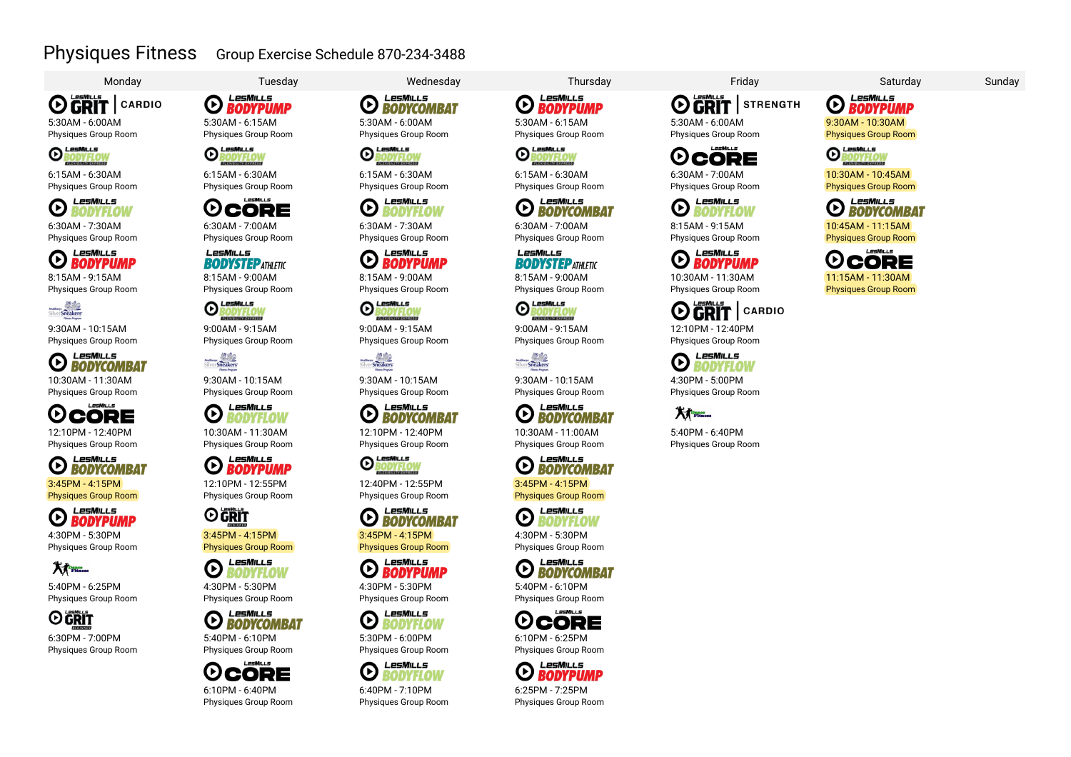# Physiques Fitness

Group Exercise Schedule 870-234-3488

| Monday | Tuesday | Wednesday | Thursday | Friday | Saturday | Sunday |
|---|---|---|---|---|---|---|
| LesMills GRIT CARDIO<br>5:30AM - 6:00AM<br>Physiques Group Room | LesMills BODYPUMP<br>5:30AM - 6:15AM<br>Physiques Group Room | LesMills BODYCOMBAT<br>5:30AM - 6:00AM<br>Physiques Group Room | LesMills BODYPUMP<br>5:30AM - 6:15AM<br>Physiques Group Room | LesMills GRIT STRENGTH<br>5:30AM - 6:00AM<br>Physiques Group Room | LesMills BODYPUMP<br>9:30AM - 10:30AM<br>Physiques Group Room | |
| LesMills BODYFLOW<br>6:15AM - 6:30AM<br>Physiques Group Room | LesMills BODYFLOW<br>6:15AM - 6:30AM<br>Physiques Group Room | LesMills BODYFLOW<br>6:15AM - 6:30AM<br>Physiques Group Room | LesMills BODYFLOW<br>6:15AM - 6:30AM<br>Physiques Group Room | CORE<br>6:30AM - 7:00AM<br>Physiques Group Room | LesMills BODYFLOW<br>10:30AM - 10:45AM<br>Physiques Group Room | |
| LesMills BODYFLOW<br>6:30AM - 7:30AM<br>Physiques Group Room | LesMills CORE<br>6:30AM - 7:00AM<br>Physiques Group Room | LesMills BODYFLOW<br>6:30AM - 7:30AM<br>Physiques Group Room | LesMills BODYCOMBAT<br>6:30AM - 7:00AM<br>Physiques Group Room | LesMills BODYFLOW<br>8:15AM - 9:15AM<br>Physiques Group Room | LesMills BODYCOMBAT<br>10:45AM - 11:15AM<br>Physiques Group Room | |
| LesMills BODYPUMP<br>8:15AM - 9:15AM<br>Physiques Group Room | LesMills BODYSTEP ATHLETIC<br>8:15AM - 9:00AM<br>Physiques Group Room | LesMills BODYPUMP<br>8:15AM - 9:00AM<br>Physiques Group Room | LesMills BODYSTEP ATHLETIC<br>8:15AM - 9:00AM<br>Physiques Group Room | LesMills BODYPUMP<br>10:30AM - 11:30AM<br>Physiques Group Room | LesMills CORE<br>11:15AM - 11:30AM<br>Physiques Group Room | |
| SilverSneakers<br>9:30AM - 10:15AM<br>Physiques Group Room | LesMills BODYFLOW<br>9:00AM - 9:15AM<br>Physiques Group Room | LesMills BODYFLOW<br>9:00AM - 9:15AM<br>Physiques Group Room | LesMills BODYFLOW<br>9:00AM - 9:15AM<br>Physiques Group Room | LesMills GRIT CARDIO<br>12:10PM - 12:40PM<br>Physiques Group Room | | |
| LesMills BODYCOMBAT<br>10:30AM - 11:30AM<br>Physiques Group Room | SilverSneakers<br>9:30AM - 10:15AM<br>Physiques Group Room | SilverSneakers<br>9:30AM - 10:15AM<br>Physiques Group Room | SilverSneakers<br>9:30AM - 10:15AM<br>Physiques Group Room | LesMills BODYFLOW<br>4:30PM - 5:00PM<br>Physiques Group Room | | |
| LesMills CORE<br>12:10PM - 12:40PM<br>Physiques Group Room | LesMills BODYFLOW<br>10:30AM - 11:30AM<br>Physiques Group Room | LesMills BODYCOMBAT<br>12:10PM - 12:40PM<br>Physiques Group Room | LesMills BODYCOMBAT<br>10:30AM - 11:00AM<br>Physiques Group Room | Dance Fitness<br>5:40PM - 6:40PM<br>Physiques Group Room | | |
| LesMills BODYCOMBAT<br>3:45PM - 4:15PM<br>Physiques Group Room | LesMills BODYPUMP<br>12:10PM - 12:55PM<br>Physiques Group Room | LesMills BODYFLOW<br>12:40PM - 12:55PM<br>Physiques Group Room | LesMills BODYCOMBAT<br>3:45PM - 4:15PM<br>Physiques Group Room | | | |
| LesMills BODYPUMP<br>4:30PM - 5:30PM<br>Physiques Group Room | LesMills GRIT<br>3:45PM - 4:15PM<br>Physiques Group Room | LesMills BODYCOMBAT<br>3:45PM - 4:15PM<br>Physiques Group Room | LesMills BODYFLOW<br>4:30PM - 5:30PM<br>Physiques Group Room | | | |
| Dance Fitness<br>5:40PM - 6:25PM<br>Physiques Group Room | LesMills BODYFLOW<br>4:30PM - 5:30PM<br>Physiques Group Room | LesMills BODYPUMP<br>4:30PM - 5:30PM<br>Physiques Group Room | LesMills BODYCOMBAT<br>5:40PM - 6:10PM<br>Physiques Group Room | | | |
| LesMills GRIT<br>6:30PM - 7:00PM<br>Physiques Group Room | LesMills BODYCOMBAT<br>5:40PM - 6:10PM<br>Physiques Group Room | LesMills BODYFLOW<br>5:30PM - 6:00PM<br>Physiques Group Room | LesMills CORE<br>6:10PM - 6:25PM<br>Physiques Group Room | | | |
| | LesMills CORE<br>6:10PM - 6:40PM<br>Physiques Group Room | LesMills BODYFLOW<br>6:40PM - 7:10PM<br>Physiques Group Room | LesMills BODYPUMP<br>6:25PM - 7:25PM<br>Physiques Group Room | | | |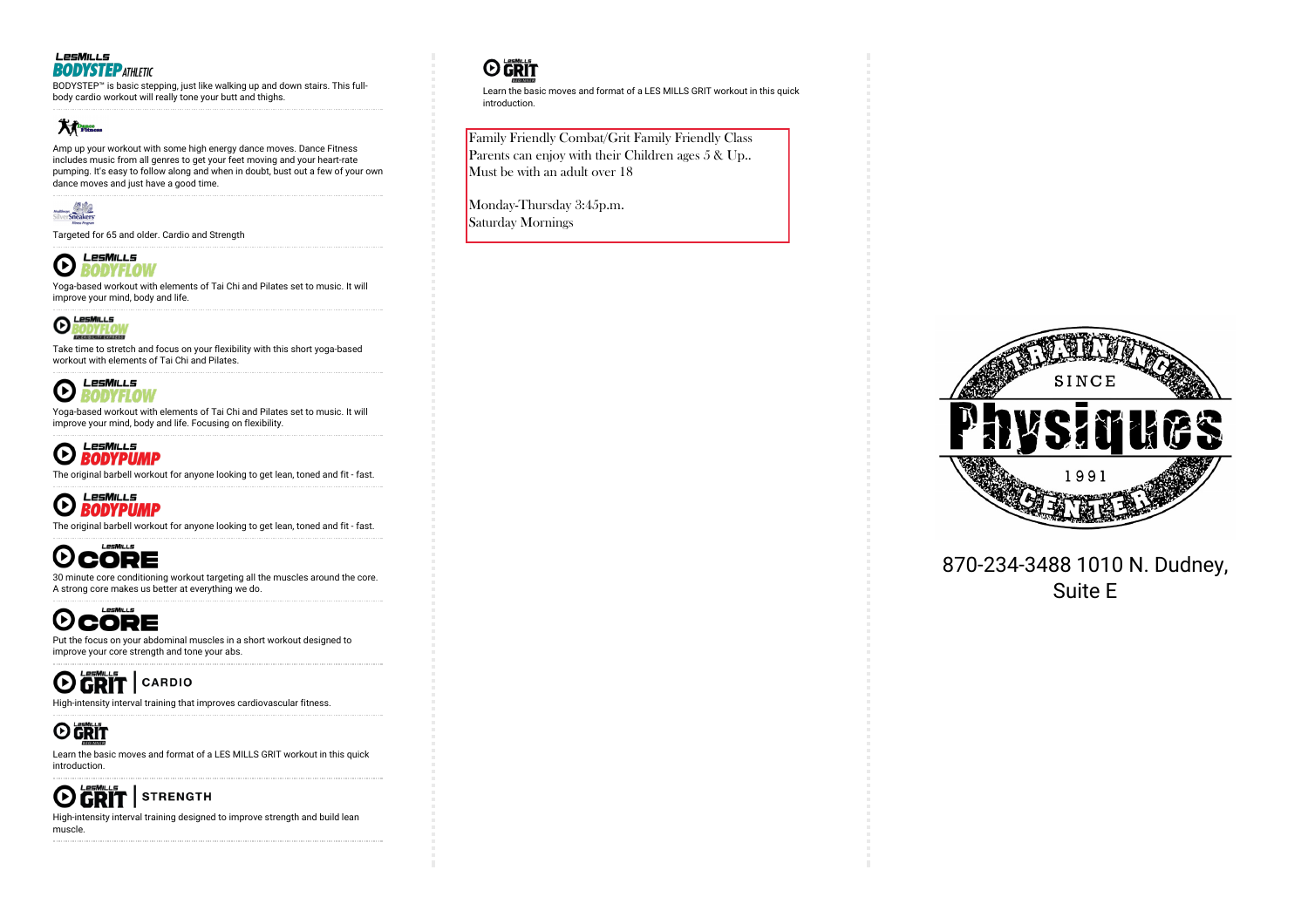## LESMILLS BODYSTEP ATHLETIC

BODYSTEP™ is basic stepping, just like walking up and down stairs. This full-body cardio workout will really tone your butt and thighs.

## Dance Fitness

Amp up your workout with some high energy dance moves. Dance Fitness includes music from all genres to get your feet moving and your heart-rate pumping. It's easy to follow along and when in doubt, bust out a few of your own dance moves and just have a good time.

## SilverSneakers

Targeted for 65 and older. Cardio and Strength

## LESMILLS BODYFLOW

Yoga-based workout with elements of Tai Chi and Pilates set to music. It will improve your mind, body and life.

## LESMILLS BODYFLOW

Take time to stretch and focus on your flexibility with this short yoga-based workout with elements of Tai Chi and Pilates.

## LESMILLS BODYFLOW

Yoga-based workout with elements of Tai Chi and Pilates set to music. It will improve your mind, body and life. Focusing on flexibility.

## LESMILLS BODYPUMP

The original barbell workout for anyone looking to get lean, toned and fit - fast.

## LESMILLS BODYPUMP

The original barbell workout for anyone looking to get lean, toned and fit - fast.

## LESMILLS CORE

30 minute core conditioning workout targeting all the muscles around the core. A strong core makes us better at everything we do.

## LESMILLS CORE

Put the focus on your abdominal muscles in a short workout designed to improve your core strength and tone your abs.

## LESMILLS GRIT | CARDIO

High-intensity interval training that improves cardiovascular fitness.

## LESMILLS GRIT

Learn the basic moves and format of a LES MILLS GRIT workout in this quick introduction.

## LESMILLS GRIT | STRENGTH

High-intensity interval training designed to improve strength and build lean muscle.

## LESMILLS GRIT

Learn the basic moves and format of a LES MILLS GRIT workout in this quick introduction.

Family Friendly Combat/Grit Family Friendly Class
Parents can enjoy with their Children ages 5 & Up..
Must be with an adult over 18

Monday-Thursday 3:45p.m.
Saturday Mornings

TRAINING SINCE Physiques 1991 CENTER

870-234-3488 1010 N. Dudney, Suite E